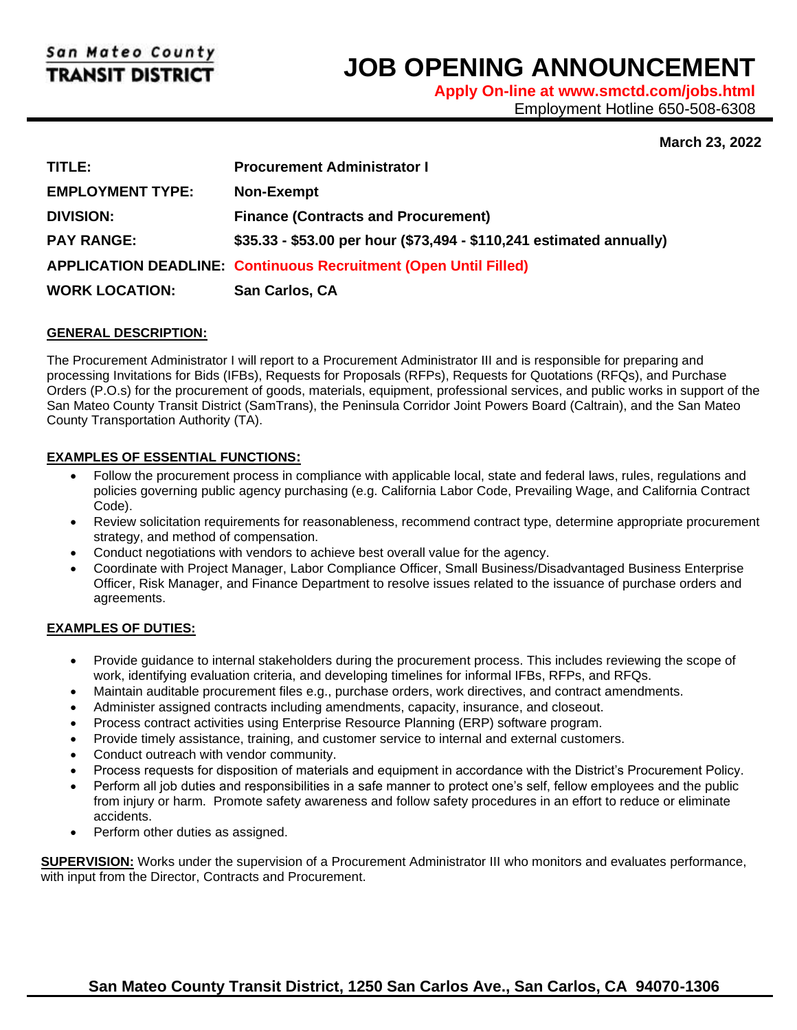San Mateo County
**TRANSIT DISTRICT**

# JOB OPENING ANNOUNCEMENT

**Apply On-line at www.smctd.com/jobs.html**

Employment Hotline 650-508-6308

**March 23, 2022**

| | |
|---|---|
| **TITLE:** | **Procurement Administrator I** |
| **EMPLOYMENT TYPE:** | **Non-Exempt** |
| **DIVISION:** | **Finance (Contracts and Procurement)** |
| **PAY RANGE:** | **$35.33 - $53.00 per hour ($73,494 - $110,241 estimated annually)** |
| **APPLICATION DEADLINE:** | **Continuous Recruitment (Open Until Filled)** |
| **WORK LOCATION:** | **San Carlos, CA** |

## GENERAL DESCRIPTION:

The Procurement Administrator I will report to a Procurement Administrator III and is responsible for preparing and processing Invitations for Bids (IFBs), Requests for Proposals (RFPs), Requests for Quotations (RFQs), and Purchase Orders (P.O.s) for the procurement of goods, materials, equipment, professional services, and public works in support of the San Mateo County Transit District (SamTrans), the Peninsula Corridor Joint Powers Board (Caltrain), and the San Mateo County Transportation Authority (TA).

## EXAMPLES OF ESSENTIAL FUNCTIONS:

- Follow the procurement process in compliance with applicable local, state and federal laws, rules, regulations and policies governing public agency purchasing (e.g. California Labor Code, Prevailing Wage, and California Contract Code).
- Review solicitation requirements for reasonableness, recommend contract type, determine appropriate procurement strategy, and method of compensation.
- Conduct negotiations with vendors to achieve best overall value for the agency.
- Coordinate with Project Manager, Labor Compliance Officer, Small Business/Disadvantaged Business Enterprise Officer, Risk Manager, and Finance Department to resolve issues related to the issuance of purchase orders and agreements.

## EXAMPLES OF DUTIES:

- Provide guidance to internal stakeholders during the procurement process. This includes reviewing the scope of work, identifying evaluation criteria, and developing timelines for informal IFBs, RFPs, and RFQs.
- Maintain auditable procurement files e.g., purchase orders, work directives, and contract amendments.
- Administer assigned contracts including amendments, capacity, insurance, and closeout.
- Process contract activities using Enterprise Resource Planning (ERP) software program.
- Provide timely assistance, training, and customer service to internal and external customers.
- Conduct outreach with vendor community.
- Process requests for disposition of materials and equipment in accordance with the District's Procurement Policy.
- Perform all job duties and responsibilities in a safe manner to protect one's self, fellow employees and the public from injury or harm. Promote safety awareness and follow safety procedures in an effort to reduce or eliminate accidents.
- Perform other duties as assigned.

**SUPERVISION:** Works under the supervision of a Procurement Administrator III who monitors and evaluates performance, with input from the Director, Contracts and Procurement.

**San Mateo County Transit District, 1250 San Carlos Ave., San Carlos, CA 94070-1306**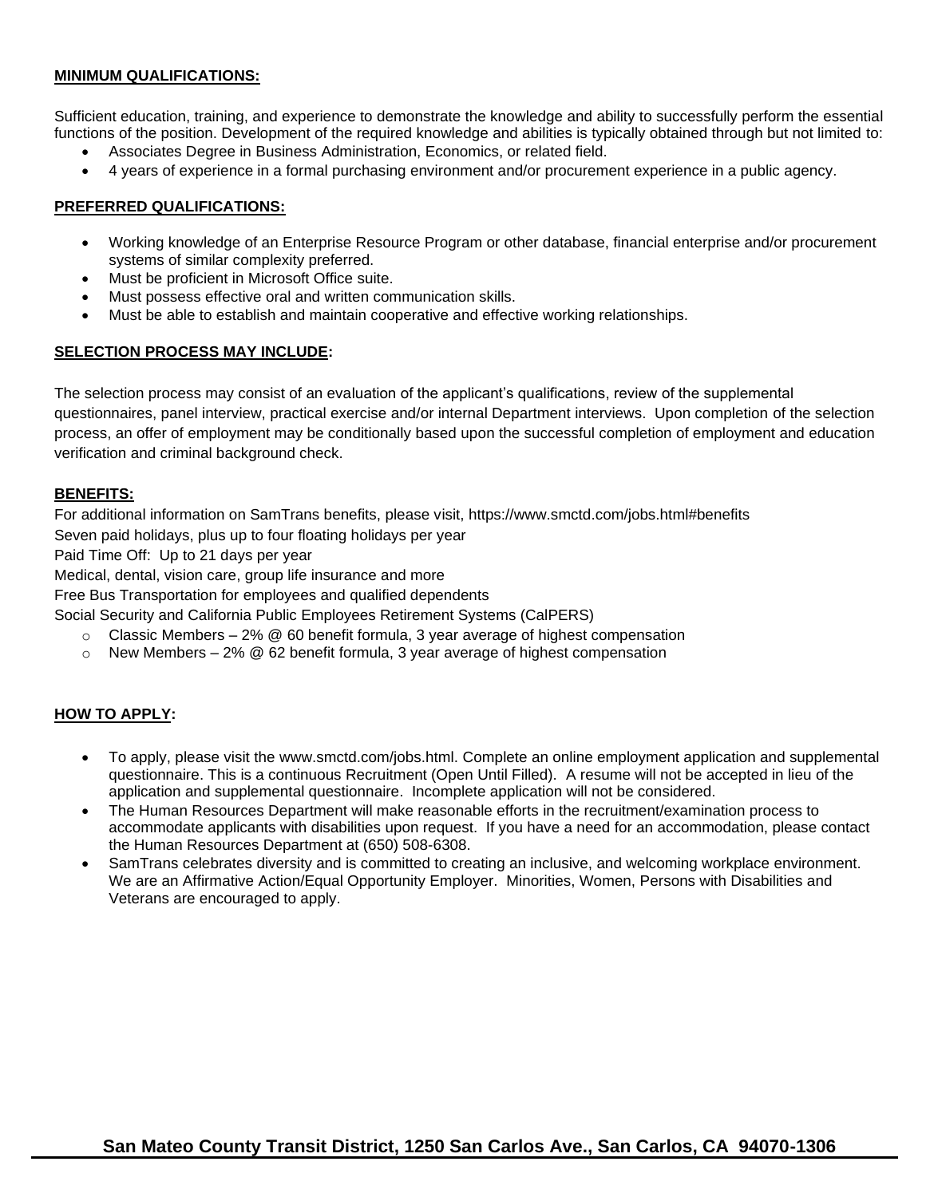**MINIMUM QUALIFICATIONS:**

Sufficient education, training, and experience to demonstrate the knowledge and ability to successfully perform the essential functions of the position. Development of the required knowledge and abilities is typically obtained through but not limited to:

- Associates Degree in Business Administration, Economics, or related field.
- 4 years of experience in a formal purchasing environment and/or procurement experience in a public agency.

**PREFERRED QUALIFICATIONS:**

- Working knowledge of an Enterprise Resource Program or other database, financial enterprise and/or procurement systems of similar complexity preferred.
- Must be proficient in Microsoft Office suite.
- Must possess effective oral and written communication skills.
- Must be able to establish and maintain cooperative and effective working relationships.

**SELECTION PROCESS MAY INCLUDE:**

The selection process may consist of an evaluation of the applicant's qualifications, review of the supplemental questionnaires, panel interview, practical exercise and/or internal Department interviews. Upon completion of the selection process, an offer of employment may be conditionally based upon the successful completion of employment and education verification and criminal background check.

**BENEFITS:**

For additional information on SamTrans benefits, please visit, https://www.smctd.com/jobs.html#benefits

Seven paid holidays, plus up to four floating holidays per year

Paid Time Off: Up to 21 days per year

Medical, dental, vision care, group life insurance and more

Free Bus Transportation for employees and qualified dependents

Social Security and California Public Employees Retirement Systems (CalPERS)

- Classic Members – 2% @ 60 benefit formula, 3 year average of highest compensation
- New Members – 2% @ 62 benefit formula, 3 year average of highest compensation

**HOW TO APPLY:**

- To apply, please visit the www.smctd.com/jobs.html. Complete an online employment application and supplemental questionnaire. This is a continuous Recruitment (Open Until Filled). A resume will not be accepted in lieu of the application and supplemental questionnaire. Incomplete application will not be considered.
- The Human Resources Department will make reasonable efforts in the recruitment/examination process to accommodate applicants with disabilities upon request. If you have a need for an accommodation, please contact the Human Resources Department at (650) 508-6308.
- SamTrans celebrates diversity and is committed to creating an inclusive, and welcoming workplace environment. We are an Affirmative Action/Equal Opportunity Employer. Minorities, Women, Persons with Disabilities and Veterans are encouraged to apply.

**San Mateo County Transit District, 1250 San Carlos Ave., San Carlos, CA 94070-1306**